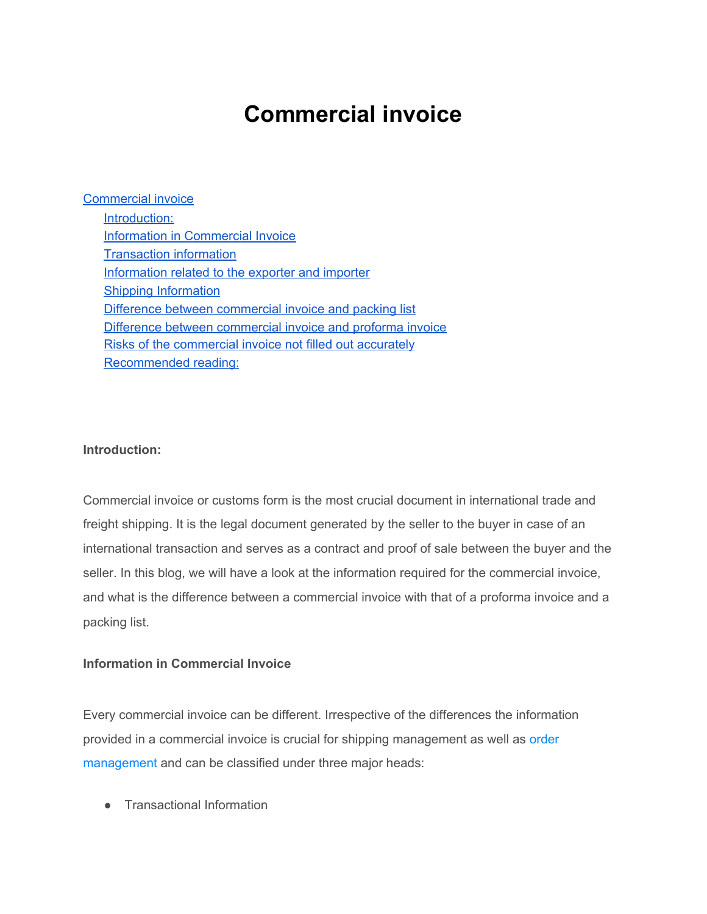# Commercial invoice

- [Commercial invoice](#)
  - [Introduction:](#)
  - [Information in Commercial Invoice](#)
  - [Transaction information](#)
  - [Information related to the exporter and importer](#)
  - [Shipping Information](#)
  - [Difference between commercial invoice and packing list](#)
  - [Difference between commercial invoice and proforma invoice](#)
  - [Risks of the commercial invoice not filled out accurately](#)
  - [Recommended reading:](#)

**Introduction:**

Commercial invoice or customs form is the most crucial document in international trade and freight shipping. It is the legal document generated by the seller to the buyer in case of an international transaction and serves as a contract and proof of sale between the buyer and the seller. In this blog, we will have a look at the information required for the commercial invoice, and what is the difference between a commercial invoice with that of a proforma invoice and a packing list.

**Information in Commercial Invoice**

Every commercial invoice can be different. Irrespective of the differences the information provided in a commercial invoice is crucial for shipping management as well as order management and can be classified under three major heads:

- Transactional Information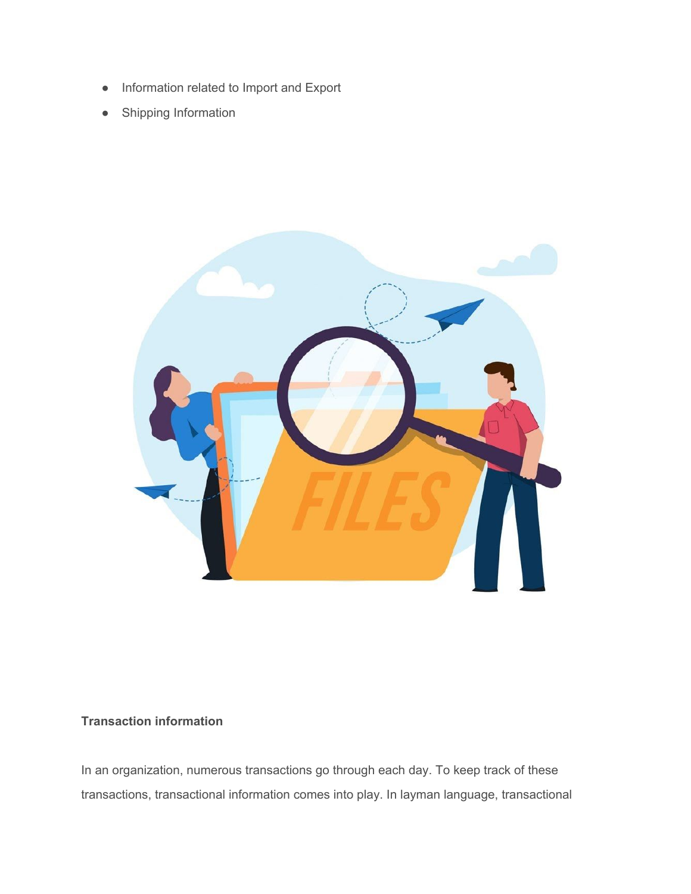- Information related to Import and Export
- Shipping Information

**Transaction information**

In an organization, numerous transactions go through each day. To keep track of these transactions, transactional information comes into play. In layman language, transactional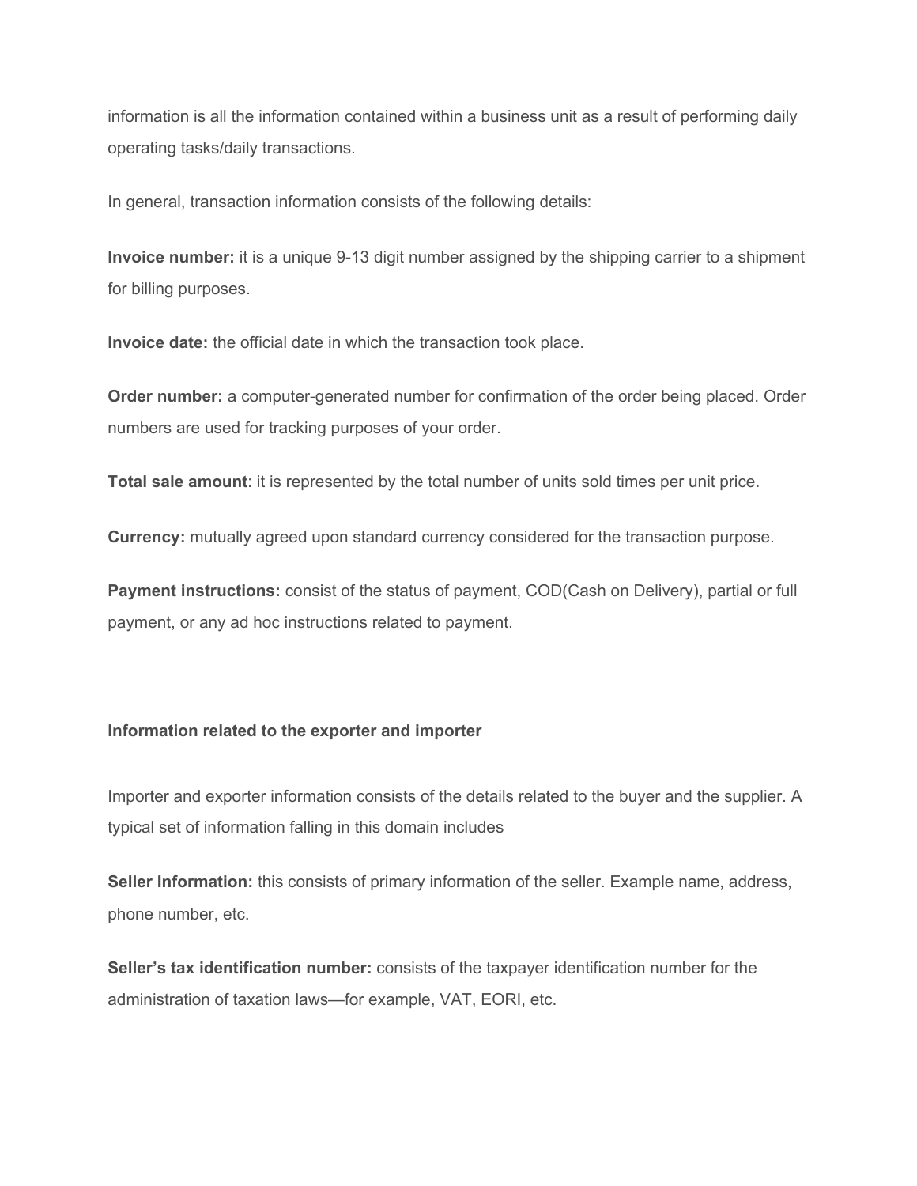information is all the information contained within a business unit as a result of performing daily operating tasks/daily transactions.

In general, transaction information consists of the following details:

**Invoice number:** it is a unique 9-13 digit number assigned by the shipping carrier to a shipment for billing purposes.

**Invoice date:** the official date in which the transaction took place.

**Order number:** a computer-generated number for confirmation of the order being placed. Order numbers are used for tracking purposes of your order.

**Total sale amount**: it is represented by the total number of units sold times per unit price.

**Currency:** mutually agreed upon standard currency considered for the transaction purpose.

**Payment instructions:** consist of the status of payment, COD(Cash on Delivery), partial or full payment, or any ad hoc instructions related to payment.

**Information related to the exporter and importer**

Importer and exporter information consists of the details related to the buyer and the supplier. A typical set of information falling in this domain includes

**Seller Information:** this consists of primary information of the seller. Example name, address, phone number, etc.

**Seller's tax identification number:** consists of the taxpayer identification number for the administration of taxation laws—for example, VAT, EORI, etc.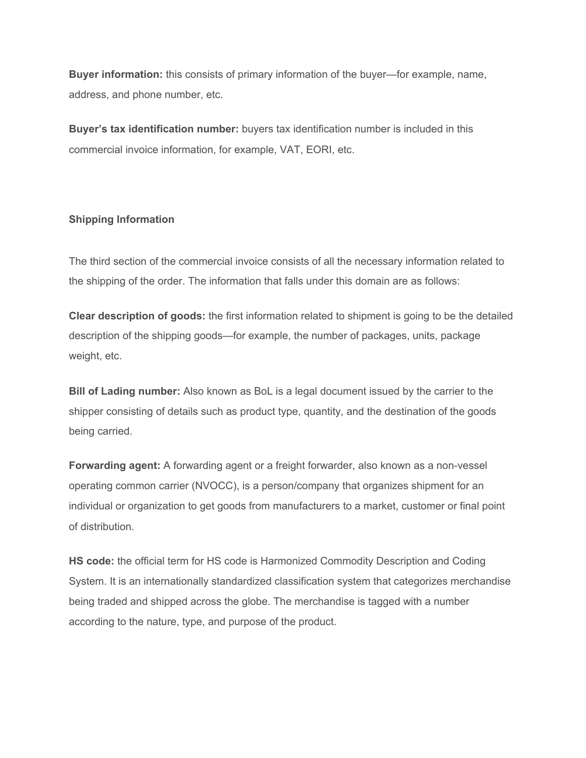**Buyer information:** this consists of primary information of the buyer—for example, name, address, and phone number, etc.

**Buyer's tax identification number:** buyers tax identification number is included in this commercial invoice information, for example, VAT, EORI, etc.

### Shipping Information

The third section of the commercial invoice consists of all the necessary information related to the shipping of the order. The information that falls under this domain are as follows:

**Clear description of goods:** the first information related to shipment is going to be the detailed description of the shipping goods—for example, the number of packages, units, package weight, etc.

**Bill of Lading number:** Also known as BoL is a legal document issued by the carrier to the shipper consisting of details such as product type, quantity, and the destination of the goods being carried.

**Forwarding agent:** A forwarding agent or a freight forwarder, also known as a non-vessel operating common carrier (NVOCC), is a person/company that organizes shipment for an individual or organization to get goods from manufacturers to a market, customer or final point of distribution.

**HS code:** the official term for HS code is Harmonized Commodity Description and Coding System. It is an internationally standardized classification system that categorizes merchandise being traded and shipped across the globe. The merchandise is tagged with a number according to the nature, type, and purpose of the product.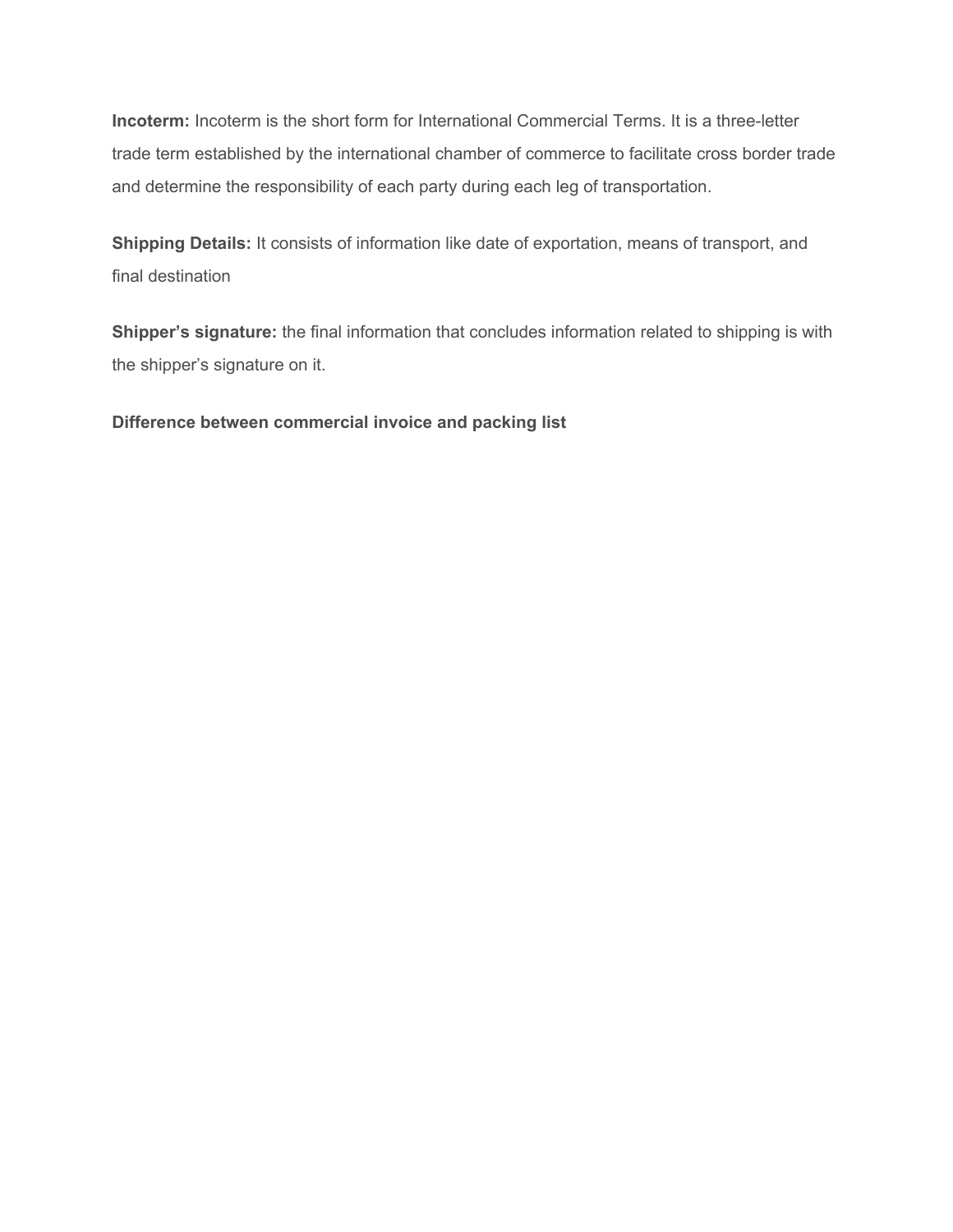**Incoterm:** Incoterm is the short form for International Commercial Terms. It is a three-letter trade term established by the international chamber of commerce to facilitate cross border trade and determine the responsibility of each party during each leg of transportation.

**Shipping Details:** It consists of information like date of exportation, means of transport, and final destination

**Shipper's signature:** the final information that concludes information related to shipping is with the shipper's signature on it.

**Difference between commercial invoice and packing list**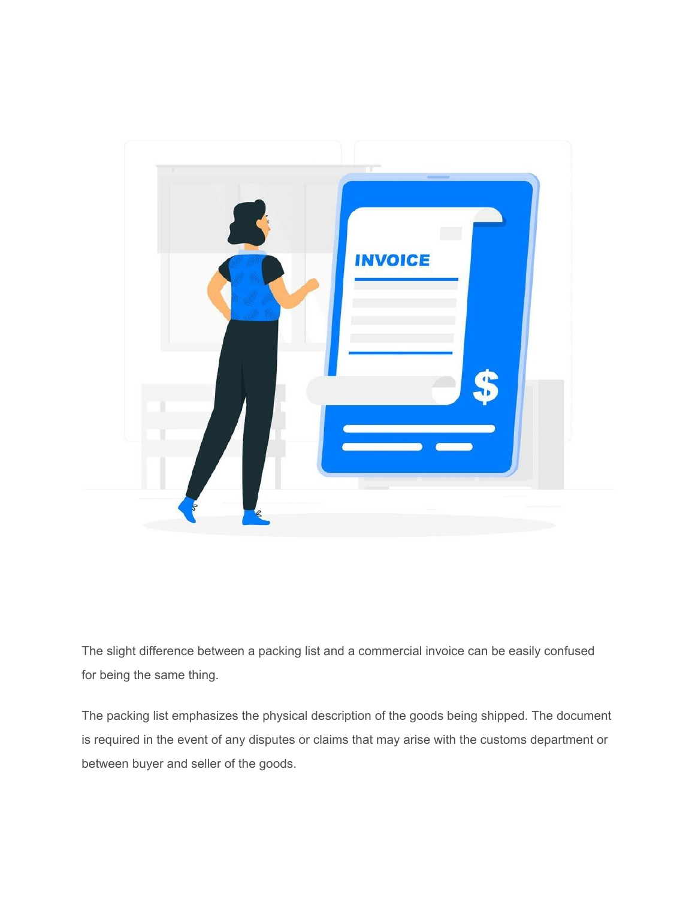The slight difference between a packing list and a commercial invoice can be easily confused for being the same thing.

The packing list emphasizes the physical description of the goods being shipped. The document is required in the event of any disputes or claims that may arise with the customs department or between buyer and seller of the goods.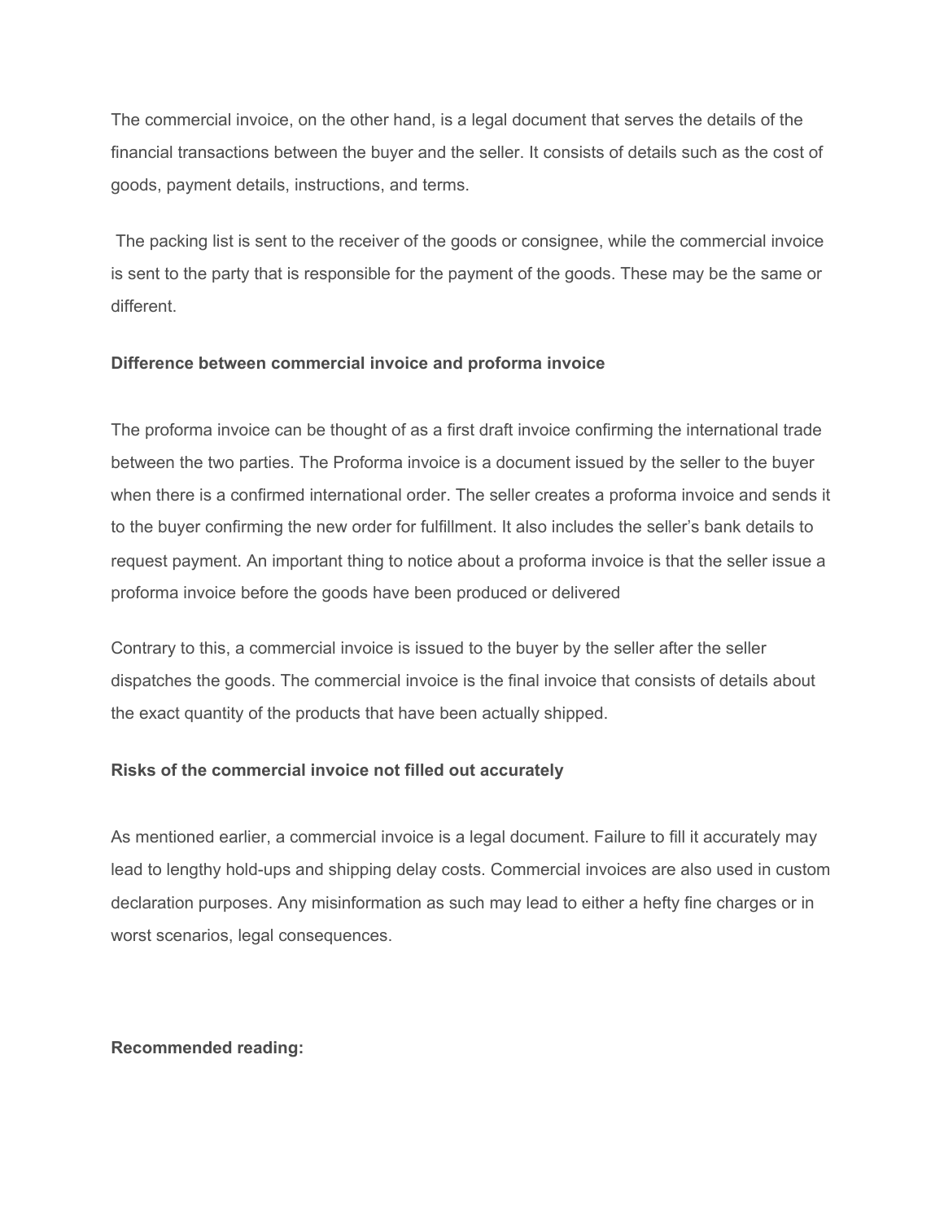The commercial invoice, on the other hand, is a legal document that serves the details of the financial transactions between the buyer and the seller. It consists of details such as the cost of goods, payment details, instructions, and terms.

The packing list is sent to the receiver of the goods or consignee, while the commercial invoice is sent to the party that is responsible for the payment of the goods. These may be the same or different.

**Difference between commercial invoice and proforma invoice**

The proforma invoice can be thought of as a first draft invoice confirming the international trade between the two parties. The Proforma invoice is a document issued by the seller to the buyer when there is a confirmed international order. The seller creates a proforma invoice and sends it to the buyer confirming the new order for fulfillment. It also includes the seller's bank details to request payment. An important thing to notice about a proforma invoice is that the seller issue a proforma invoice before the goods have been produced or delivered

Contrary to this, a commercial invoice is issued to the buyer by the seller after the seller dispatches the goods. The commercial invoice is the final invoice that consists of details about the exact quantity of the products that have been actually shipped.

**Risks of the commercial invoice not filled out accurately**

As mentioned earlier, a commercial invoice is a legal document. Failure to fill it accurately may lead to lengthy hold-ups and shipping delay costs. Commercial invoices are also used in custom declaration purposes. Any misinformation as such may lead to either a hefty fine charges or in worst scenarios, legal consequences.

**Recommended reading:**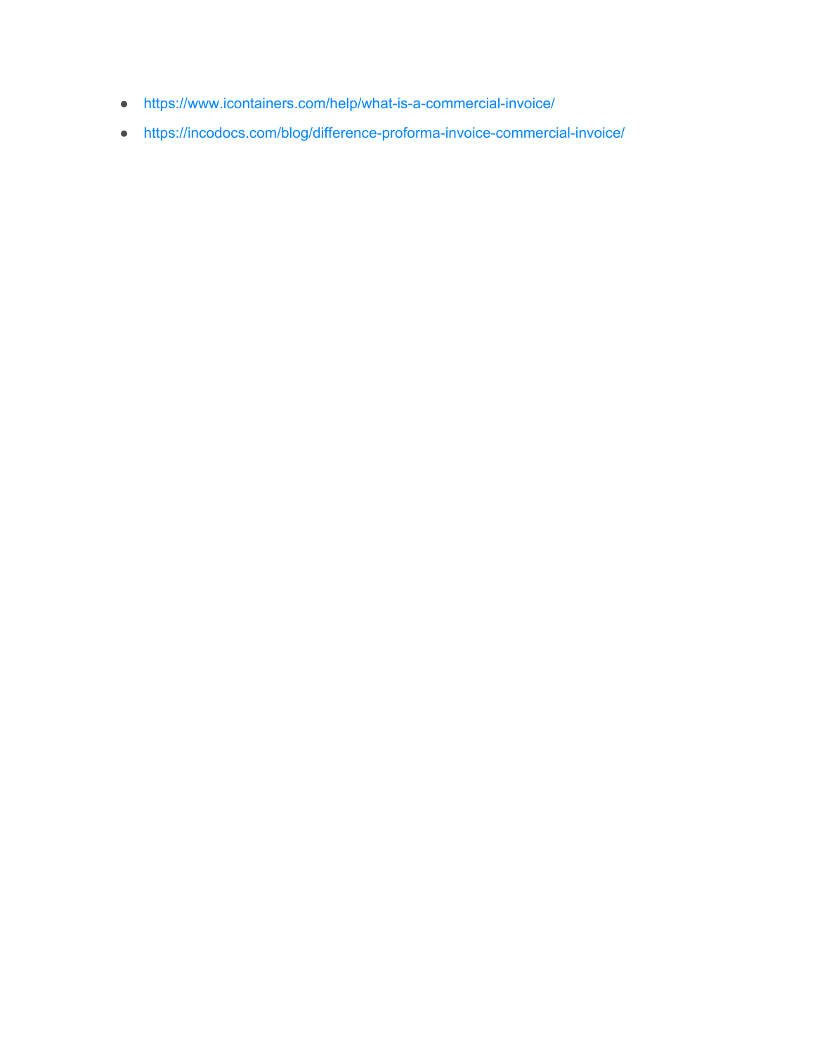- https://www.icontainers.com/help/what-is-a-commercial-invoice/
- https://incodocs.com/blog/difference-proforma-invoice-commercial-invoice/